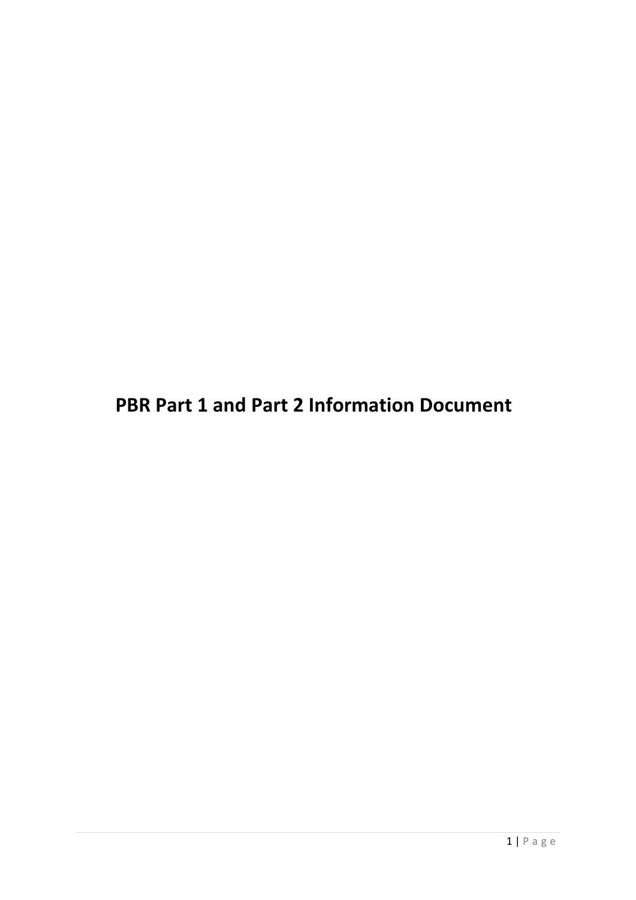# PBR Part 1 and Part 2 Information Document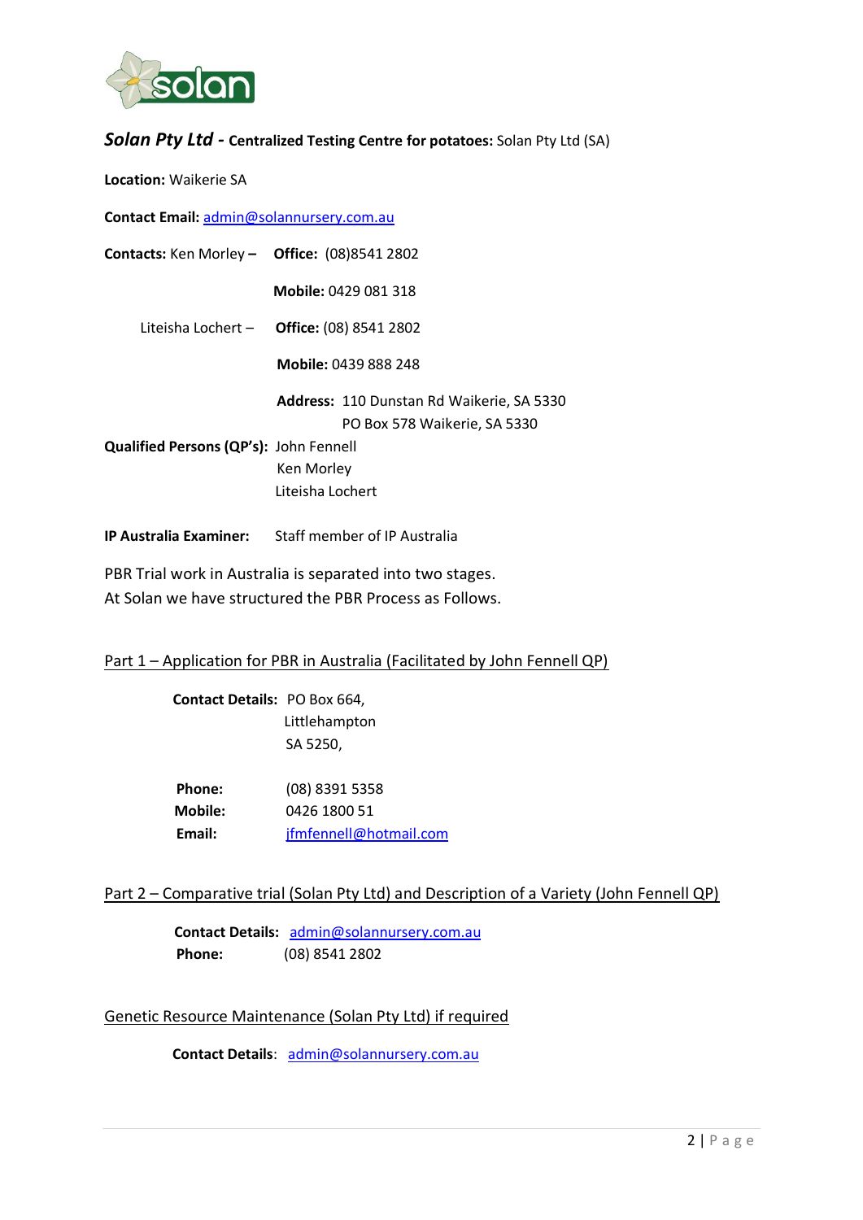***Solan Pty Ltd*** **- Centralized Testing Centre for potatoes:** Solan Pty Ltd (SA)

**Location:** Waikerie SA

**Contact Email:** admin@solannursery.com.au

**Contacts:** Ken Morley – **Office:** (08)8541 2802

**Mobile:** 0429 081 318

Liteisha Lochert – **Office:** (08) 8541 2802

**Mobile:** 0439 888 248

**Address:** 110 Dunstan Rd Waikerie, SA 5330
PO Box 578 Waikerie, SA 5330

**Qualified Persons (QP's):** John Fennell
Ken Morley
Liteisha Lochert

**IP Australia Examiner:** Staff member of IP Australia

PBR Trial work in Australia is separated into two stages.
At Solan we have structured the PBR Process as Follows.

Part 1 – Application for PBR in Australia (Facilitated by John Fennell QP)

**Contact Details:** PO Box 664,
Littlehampton
SA 5250,

**Phone:** (08) 8391 5358
**Mobile:** 0426 1800 51
**Email:** jfmfennell@hotmail.com

Part 2 – Comparative trial (Solan Pty Ltd) and Description of a Variety (John Fennell QP)

**Contact Details:** admin@solannursery.com.au
**Phone:** (08) 8541 2802

Genetic Resource Maintenance (Solan Pty Ltd) if required

**Contact Details**: admin@solannursery.com.au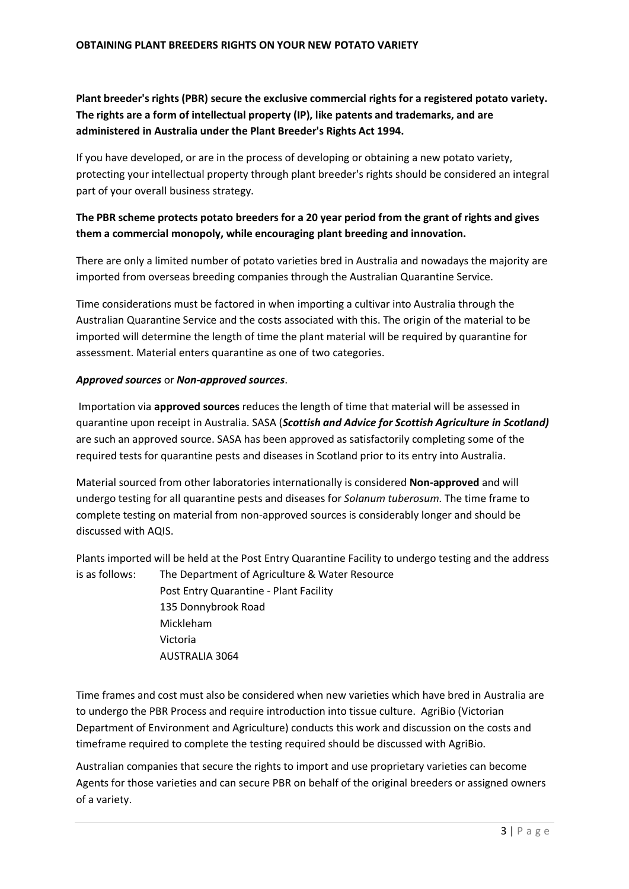Plant breeder's rights (PBR) secure the exclusive commercial rights for a registered potato variety. The rights are a form of intellectual property (IP), like patents and trademarks, and are administered in Australia under the Plant Breeder's Rights Act 1994.

If you have developed, or are in the process of developing or obtaining a new potato variety, protecting your intellectual property through plant breeder's rights should be considered an integral part of your overall business strategy.

**The PBR scheme protects potato breeders for a 20 year period from the grant of rights and gives them a commercial monopoly, while encouraging plant breeding and innovation.**

There are only a limited number of potato varieties bred in Australia and nowadays the majority are imported from overseas breeding companies through the Australian Quarantine Service.

Time considerations must be factored in when importing a cultivar into Australia through the Australian Quarantine Service and the costs associated with this. The origin of the material to be imported will determine the length of time the plant material will be required by quarantine for assessment. Material enters quarantine as one of two categories.

***Approved sources*** or ***Non-approved sources***.

Importation via **approved sources** reduces the length of time that material will be assessed in quarantine upon receipt in Australia. SASA (***Scottish and Advice for Scottish Agriculture in Scotland)*** are such an approved source. SASA has been approved as satisfactorily completing some of the required tests for quarantine pests and diseases in Scotland prior to its entry into Australia.

Material sourced from other laboratories internationally is considered **Non-approved** and will undergo testing for all quarantine pests and diseases for *Solanum tuberosum*. The time frame to complete testing on material from non-approved sources is considerably longer and should be discussed with AQIS.

Plants imported will be held at the Post Entry Quarantine Facility to undergo testing and the address is as follows:

The Department of Agriculture & Water Resource
Post Entry Quarantine - Plant Facility
135 Donnybrook Road
Mickleham
Victoria
AUSTRALIA 3064

Time frames and cost must also be considered when new varieties which have bred in Australia are to undergo the PBR Process and require introduction into tissue culture. AgriBio (Victorian Department of Environment and Agriculture) conducts this work and discussion on the costs and timeframe required to complete the testing required should be discussed with AgriBio.

Australian companies that secure the rights to import and use proprietary varieties can become Agents for those varieties and can secure PBR on behalf of the original breeders or assigned owners of a variety.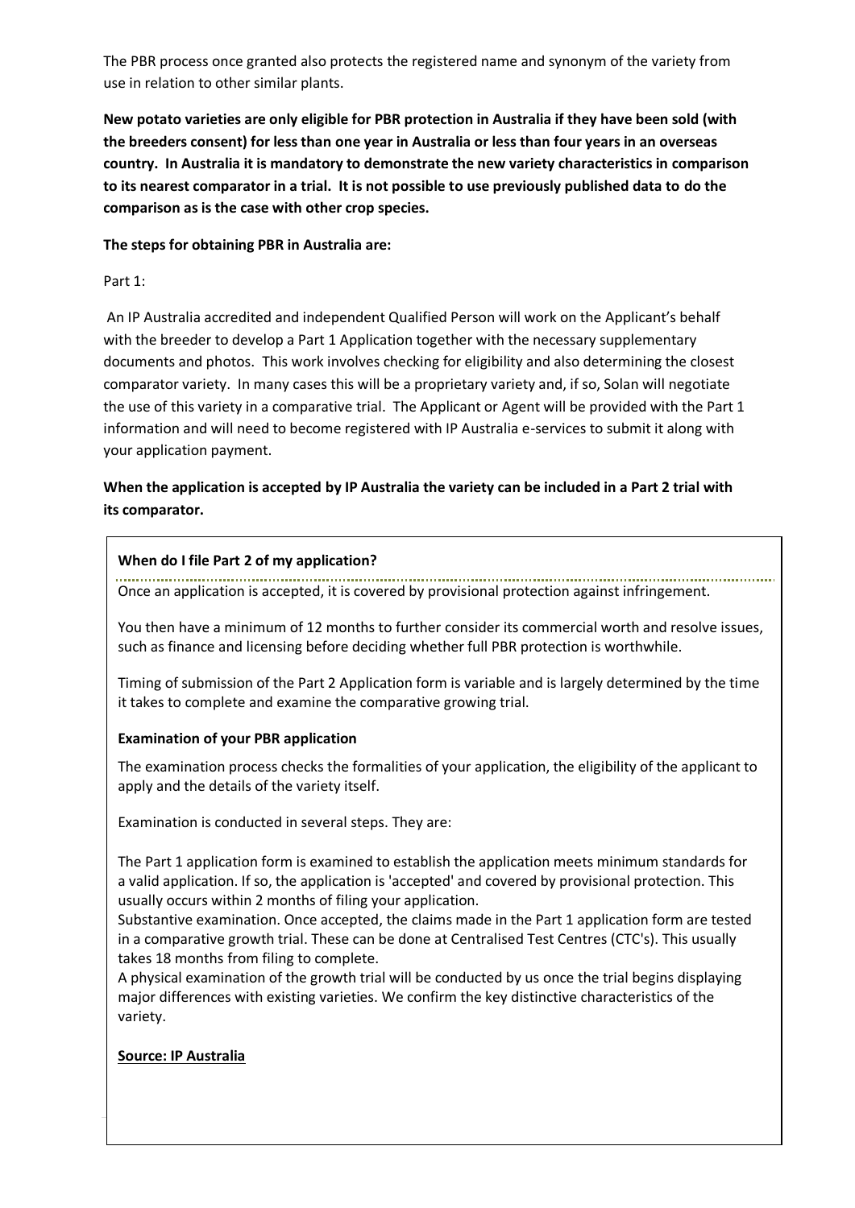The PBR process once granted also protects the registered name and synonym of the variety from use in relation to other similar plants.

**New potato varieties are only eligible for PBR protection in Australia if they have been sold (with the breeders consent) for less than one year in Australia or less than four years in an overseas country. In Australia it is mandatory to demonstrate the new variety characteristics in comparison to its nearest comparator in a trial. It is not possible to use previously published data to do the comparison as is the case with other crop species.**

**The steps for obtaining PBR in Australia are:**

Part 1:

An IP Australia accredited and independent Qualified Person will work on the Applicant's behalf with the breeder to develop a Part 1 Application together with the necessary supplementary documents and photos. This work involves checking for eligibility and also determining the closest comparator variety. In many cases this will be a proprietary variety and, if so, Solan will negotiate the use of this variety in a comparative trial. The Applicant or Agent will be provided with the Part 1 information and will need to become registered with IP Australia e-services to submit it along with your application payment.

**When the application is accepted by IP Australia the variety can be included in a Part 2 trial with its comparator.**

**When do I file Part 2 of my application?**

Once an application is accepted, it is covered by provisional protection against infringement.

You then have a minimum of 12 months to further consider its commercial worth and resolve issues, such as finance and licensing before deciding whether full PBR protection is worthwhile.

Timing of submission of the Part 2 Application form is variable and is largely determined by the time it takes to complete and examine the comparative growing trial.

**Examination of your PBR application**

The examination process checks the formalities of your application, the eligibility of the applicant to apply and the details of the variety itself.

Examination is conducted in several steps. They are:

The Part 1 application form is examined to establish the application meets minimum standards for a valid application. If so, the application is 'accepted' and covered by provisional protection. This usually occurs within 2 months of filing your application.

Substantive examination. Once accepted, the claims made in the Part 1 application form are tested in a comparative growth trial. These can be done at Centralised Test Centres (CTC's). This usually takes 18 months from filing to complete.

A physical examination of the growth trial will be conducted by us once the trial begins displaying major differences with existing varieties. We confirm the key distinctive characteristics of the variety.

**Source: IP Australia**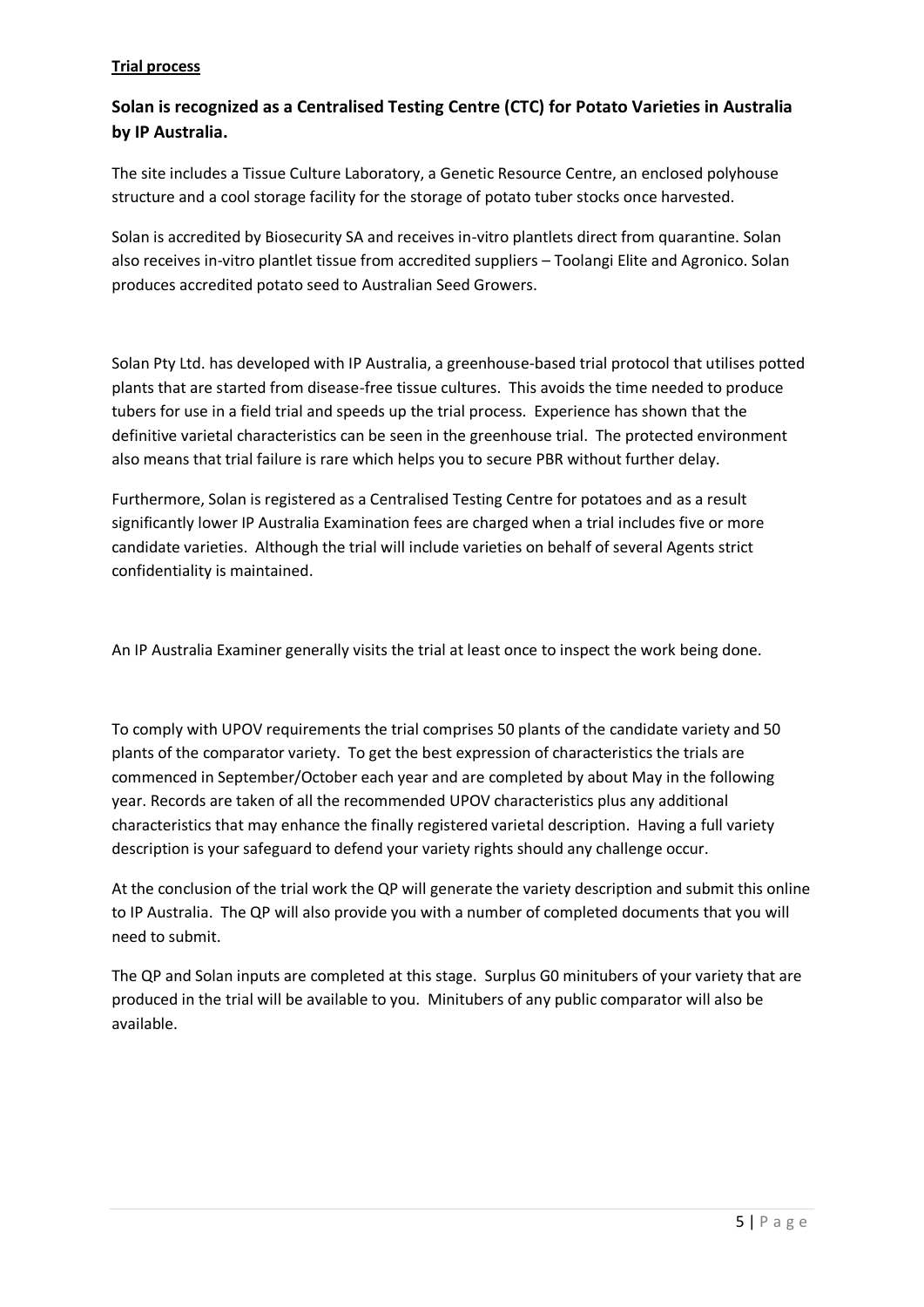**Trial process**

### Solan is recognized as a Centralised Testing Centre (CTC) for Potato Varieties in Australia by IP Australia.

The site includes a Tissue Culture Laboratory, a Genetic Resource Centre, an enclosed polyhouse structure and a cool storage facility for the storage of potato tuber stocks once harvested.

Solan is accredited by Biosecurity SA and receives in-vitro plantlets direct from quarantine. Solan also receives in-vitro plantlet tissue from accredited suppliers – Toolangi Elite and Agronico. Solan produces accredited potato seed to Australian Seed Growers.

Solan Pty Ltd. has developed with IP Australia, a greenhouse-based trial protocol that utilises potted plants that are started from disease-free tissue cultures. This avoids the time needed to produce tubers for use in a field trial and speeds up the trial process. Experience has shown that the definitive varietal characteristics can be seen in the greenhouse trial. The protected environment also means that trial failure is rare which helps you to secure PBR without further delay.

Furthermore, Solan is registered as a Centralised Testing Centre for potatoes and as a result significantly lower IP Australia Examination fees are charged when a trial includes five or more candidate varieties. Although the trial will include varieties on behalf of several Agents strict confidentiality is maintained.

An IP Australia Examiner generally visits the trial at least once to inspect the work being done.

To comply with UPOV requirements the trial comprises 50 plants of the candidate variety and 50 plants of the comparator variety. To get the best expression of characteristics the trials are commenced in September/October each year and are completed by about May in the following year. Records are taken of all the recommended UPOV characteristics plus any additional characteristics that may enhance the finally registered varietal description. Having a full variety description is your safeguard to defend your variety rights should any challenge occur.

At the conclusion of the trial work the QP will generate the variety description and submit this online to IP Australia. The QP will also provide you with a number of completed documents that you will need to submit.

The QP and Solan inputs are completed at this stage. Surplus G0 minitubers of your variety that are produced in the trial will be available to you. Minitubers of any public comparator will also be available.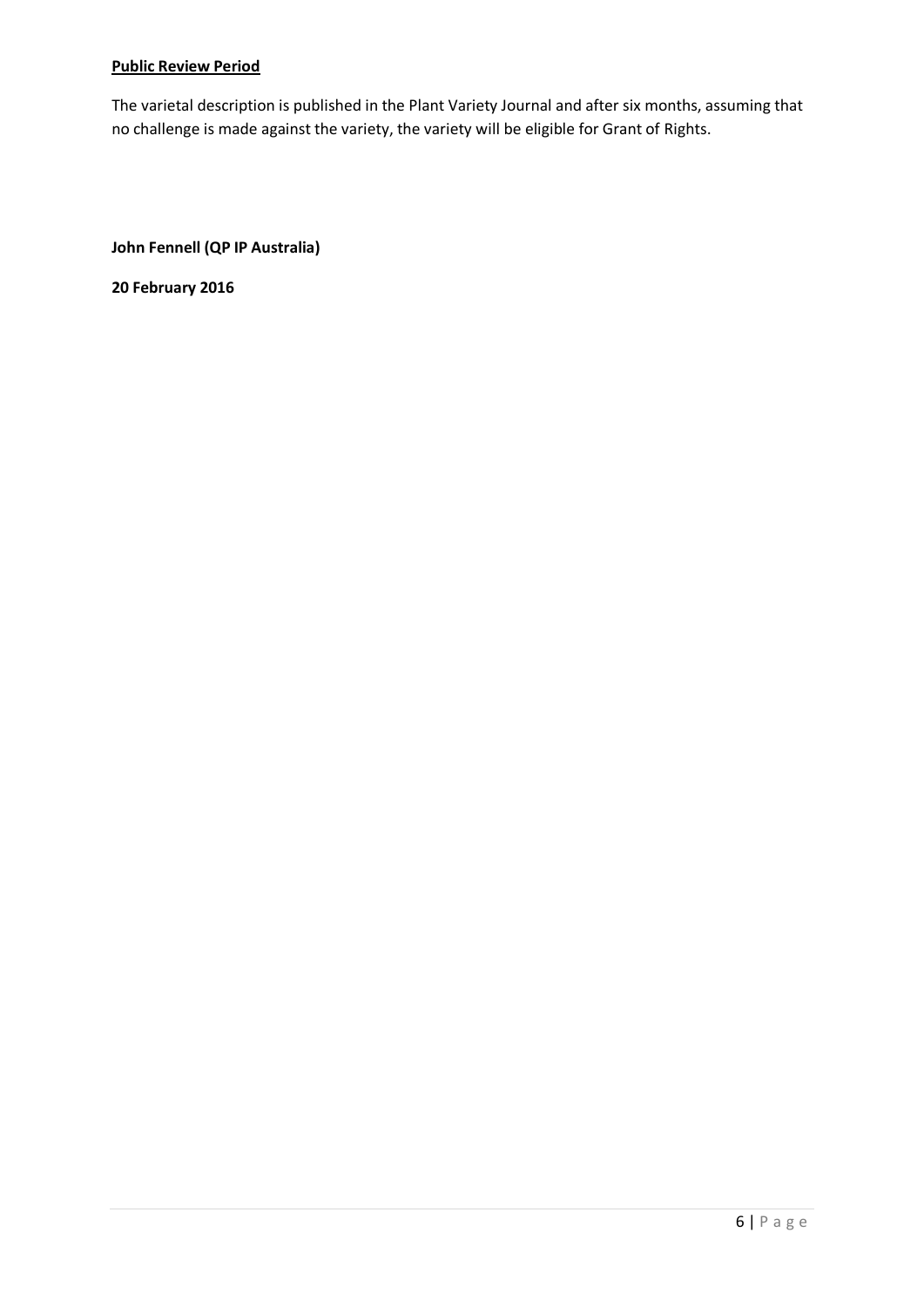**Public Review Period**

The varietal description is published in the Plant Variety Journal and after six months, assuming that no challenge is made against the variety, the variety will be eligible for Grant of Rights.

**John Fennell (QP IP Australia)**

**20 February 2016**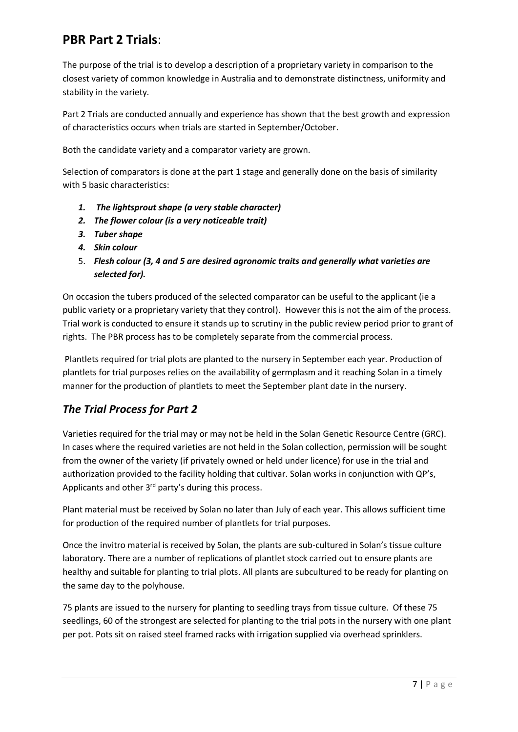## PBR Part 2 Trials:

The purpose of the trial is to develop a description of a proprietary variety in comparison to the closest variety of common knowledge in Australia and to demonstrate distinctness, uniformity and stability in the variety.

Part 2 Trials are conducted annually and experience has shown that the best growth and expression of characteristics occurs when trials are started in September/October.

Both the candidate variety and a comparator variety are grown.

Selection of comparators is done at the part 1 stage and generally done on the basis of similarity with 5 basic characteristics:

1. ***The lightsprout shape (a very stable character)***
2. ***The flower colour (is a very noticeable trait)***
3. ***Tuber shape***
4. ***Skin colour***
5. ***Flesh colour (3, 4 and 5 are desired agronomic traits and generally what varieties are selected for).***

On occasion the tubers produced of the selected comparator can be useful to the applicant (ie a public variety or a proprietary variety that they control). However this is not the aim of the process. Trial work is conducted to ensure it stands up to scrutiny in the public review period prior to grant of rights. The PBR process has to be completely separate from the commercial process.

Plantlets required for trial plots are planted to the nursery in September each year. Production of plantlets for trial purposes relies on the availability of germplasm and it reaching Solan in a timely manner for the production of plantlets to meet the September plant date in the nursery.

## *The Trial Process for Part 2*

Varieties required for the trial may or may not be held in the Solan Genetic Resource Centre (GRC). In cases where the required varieties are not held in the Solan collection, permission will be sought from the owner of the variety (if privately owned or held under licence) for use in the trial and authorization provided to the facility holding that cultivar. Solan works in conjunction with QP's, Applicants and other 3rd party's during this process.

Plant material must be received by Solan no later than July of each year. This allows sufficient time for production of the required number of plantlets for trial purposes.

Once the invitro material is received by Solan, the plants are sub-cultured in Solan's tissue culture laboratory. There are a number of replications of plantlet stock carried out to ensure plants are healthy and suitable for planting to trial plots. All plants are subcultured to be ready for planting on the same day to the polyhouse.

75 plants are issued to the nursery for planting to seedling trays from tissue culture. Of these 75 seedlings, 60 of the strongest are selected for planting to the trial pots in the nursery with one plant per pot. Pots sit on raised steel framed racks with irrigation supplied via overhead sprinklers.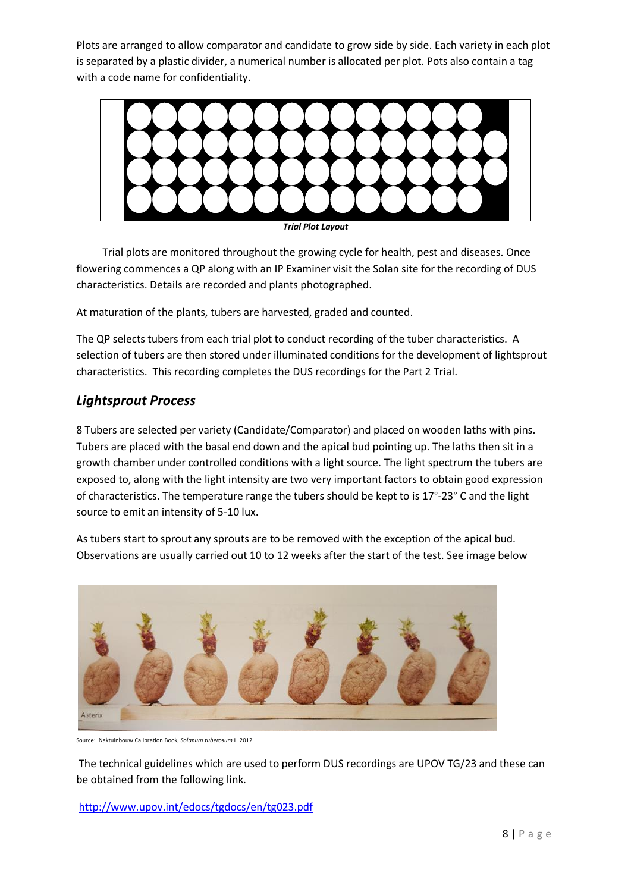Plots are arranged to allow comparator and candidate to grow side by side. Each variety in each plot is separated by a plastic divider, a numerical number is allocated per plot. Pots also contain a tag with a code name for confidentiality.

***Trial Plot Layout***

Trial plots are monitored throughout the growing cycle for health, pest and diseases. Once flowering commences a QP along with an IP Examiner visit the Solan site for the recording of DUS characteristics. Details are recorded and plants photographed.

At maturation of the plants, tubers are harvested, graded and counted.

The QP selects tubers from each trial plot to conduct recording of the tuber characteristics. A selection of tubers are then stored under illuminated conditions for the development of lightsprout characteristics. This recording completes the DUS recordings for the Part 2 Trial.

## *Lightsprout Process*

8 Tubers are selected per variety (Candidate/Comparator) and placed on wooden laths with pins. Tubers are placed with the basal end down and the apical bud pointing up. The laths then sit in a growth chamber under controlled conditions with a light source. The light spectrum the tubers are exposed to, along with the light intensity are two very important factors to obtain good expression of characteristics. The temperature range the tubers should be kept to is 17°-23° C and the light source to emit an intensity of 5-10 lux.

As tubers start to sprout any sprouts are to be removed with the exception of the apical bud. Observations are usually carried out 10 to 12 weeks after the start of the test. See image below

Source: Naktuinbouw Calibration Book, *Solanum tuberosum* L 2012

The technical guidelines which are used to perform DUS recordings are UPOV TG/23 and these can be obtained from the following link.

http://www.upov.int/edocs/tgdocs/en/tg023.pdf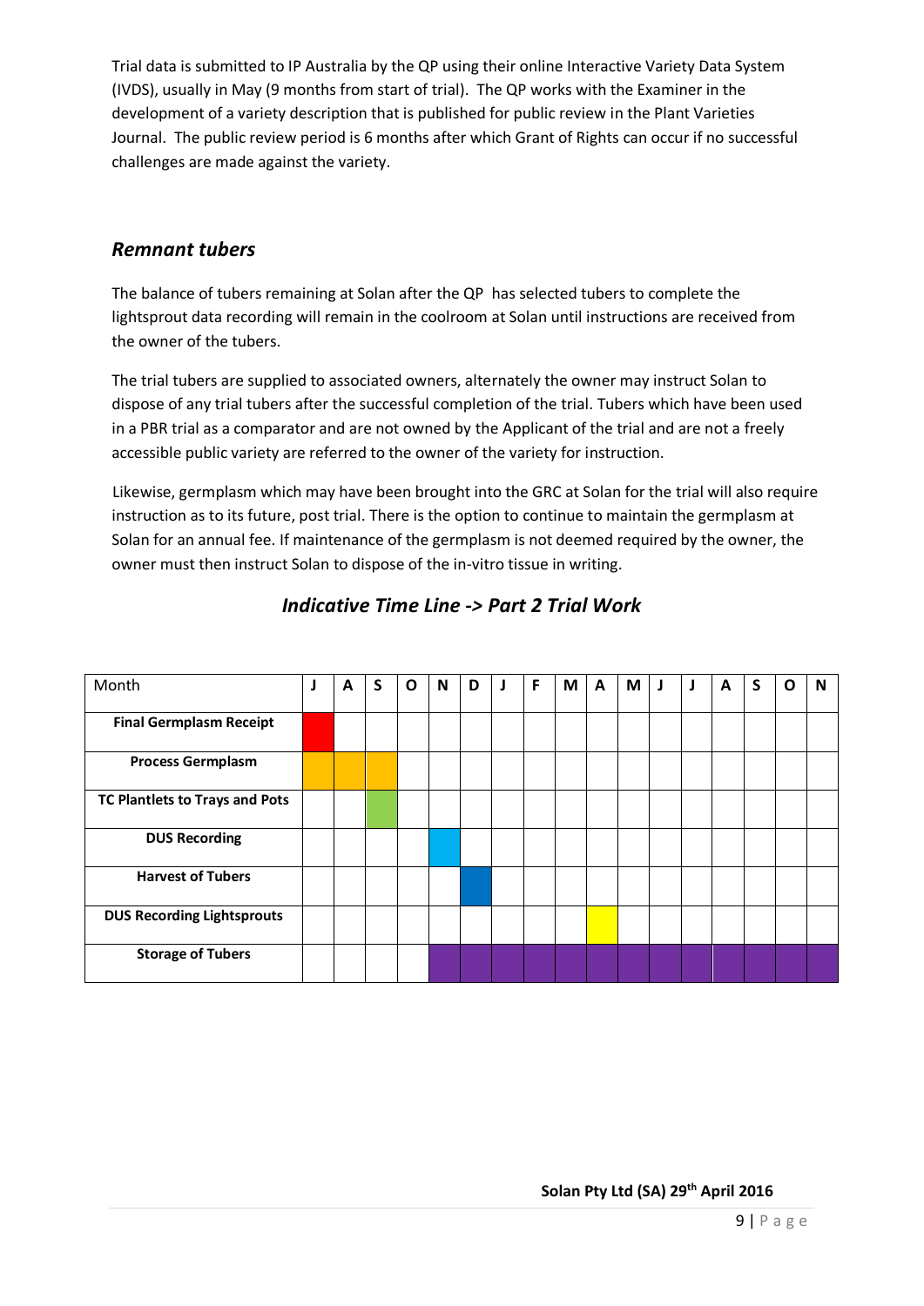Trial data is submitted to IP Australia by the QP using their online Interactive Variety Data System (IVDS), usually in May (9 months from start of trial). The QP works with the Examiner in the development of a variety description that is published for public review in the Plant Varieties Journal. The public review period is 6 months after which Grant of Rights can occur if no successful challenges are made against the variety.

## *Remnant tubers*

The balance of tubers remaining at Solan after the QP has selected tubers to complete the lightsprout data recording will remain in the coolroom at Solan until instructions are received from the owner of the tubers.

The trial tubers are supplied to associated owners, alternately the owner may instruct Solan to dispose of any trial tubers after the successful completion of the trial. Tubers which have been used in a PBR trial as a comparator and are not owned by the Applicant of the trial and are not a freely accessible public variety are referred to the owner of the variety for instruction.

Likewise, germplasm which may have been brought into the GRC at Solan for the trial will also require instruction as to its future, post trial. There is the option to continue to maintain the germplasm at Solan for an annual fee. If maintenance of the germplasm is not deemed required by the owner, the owner must then instruct Solan to dispose of the in-vitro tissue in writing.

## *Indicative Time Line -> Part 2 Trial Work*

| Month | J | A | S | O | N | D | J | F | M | A | M | J | J | A | S | O | N |
|---|---|---|---|---|---|---|---|---|---|---|---|---|---|---|---|---|---|
| **Final Germplasm Receipt** | ■ | | | | | | | | | | | | | | | | |
| **Process Germplasm** | ■ | ■ | ■ | | | | | | | | | | | | | | |
| **TC Plantlets to Trays and Pots** | | | ■ | | | | | | | | | | | | | | |
| **DUS Recording** | | | | | ■ | | | | | | | | | | | | |
| **Harvest of Tubers** | | | | | | ■ | | | | | | | | | | | |
| **DUS Recording Lightsprouts** | | | | | | | | | | ■ | | | | | | | |
| **Storage of Tubers** | | | | | ■ | ■ | ■ | ■ | ■ | ■ | ■ | ■ | ■ | ■ | ■ | ■ | ■ |